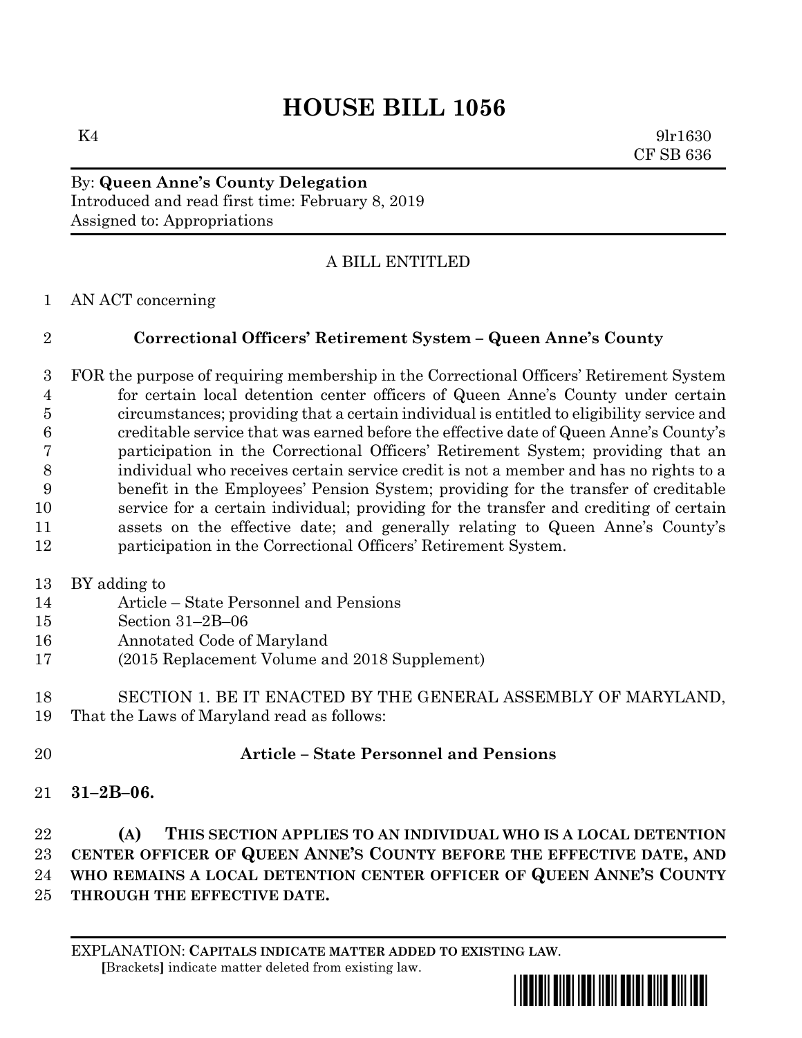# HOUSE BILL 1056

K4 9lr1630
CF SB 636

By: **Queen Anne's County Delegation**
Introduced and read first time: February 8, 2019
Assigned to: Appropriations

A BILL ENTITLED

1 AN ACT concerning

2 **Correctional Officers' Retirement System – Queen Anne's County**

3 FOR the purpose of requiring membership in the Correctional Officers' Retirement System
4 for certain local detention center officers of Queen Anne's County under certain
5 circumstances; providing that a certain individual is entitled to eligibility service and
6 creditable service that was earned before the effective date of Queen Anne's County's
7 participation in the Correctional Officers' Retirement System; providing that an
8 individual who receives certain service credit is not a member and has no rights to a
9 benefit in the Employees' Pension System; providing for the transfer of creditable
10 service for a certain individual; providing for the transfer and crediting of certain
11 assets on the effective date; and generally relating to Queen Anne's County's
12 participation in the Correctional Officers' Retirement System.

13 BY adding to
14 Article – State Personnel and Pensions
15 Section 31–2B–06
16 Annotated Code of Maryland
17 (2015 Replacement Volume and 2018 Supplement)

18 SECTION 1. BE IT ENACTED BY THE GENERAL ASSEMBLY OF MARYLAND,
19 That the Laws of Maryland read as follows:

20 **Article – State Personnel and Pensions**

21 **31–2B–06.**

22 **(A) THIS SECTION APPLIES TO AN INDIVIDUAL WHO IS A LOCAL DETENTION**
23 **CENTER OFFICER OF QUEEN ANNE'S COUNTY BEFORE THE EFFECTIVE DATE, AND**
24 **WHO REMAINS A LOCAL DETENTION CENTER OFFICER OF QUEEN ANNE'S COUNTY**
25 **THROUGH THE EFFECTIVE DATE.**

EXPLANATION: **CAPITALS INDICATE MATTER ADDED TO EXISTING LAW.**
[Brackets] indicate matter deleted from existing law.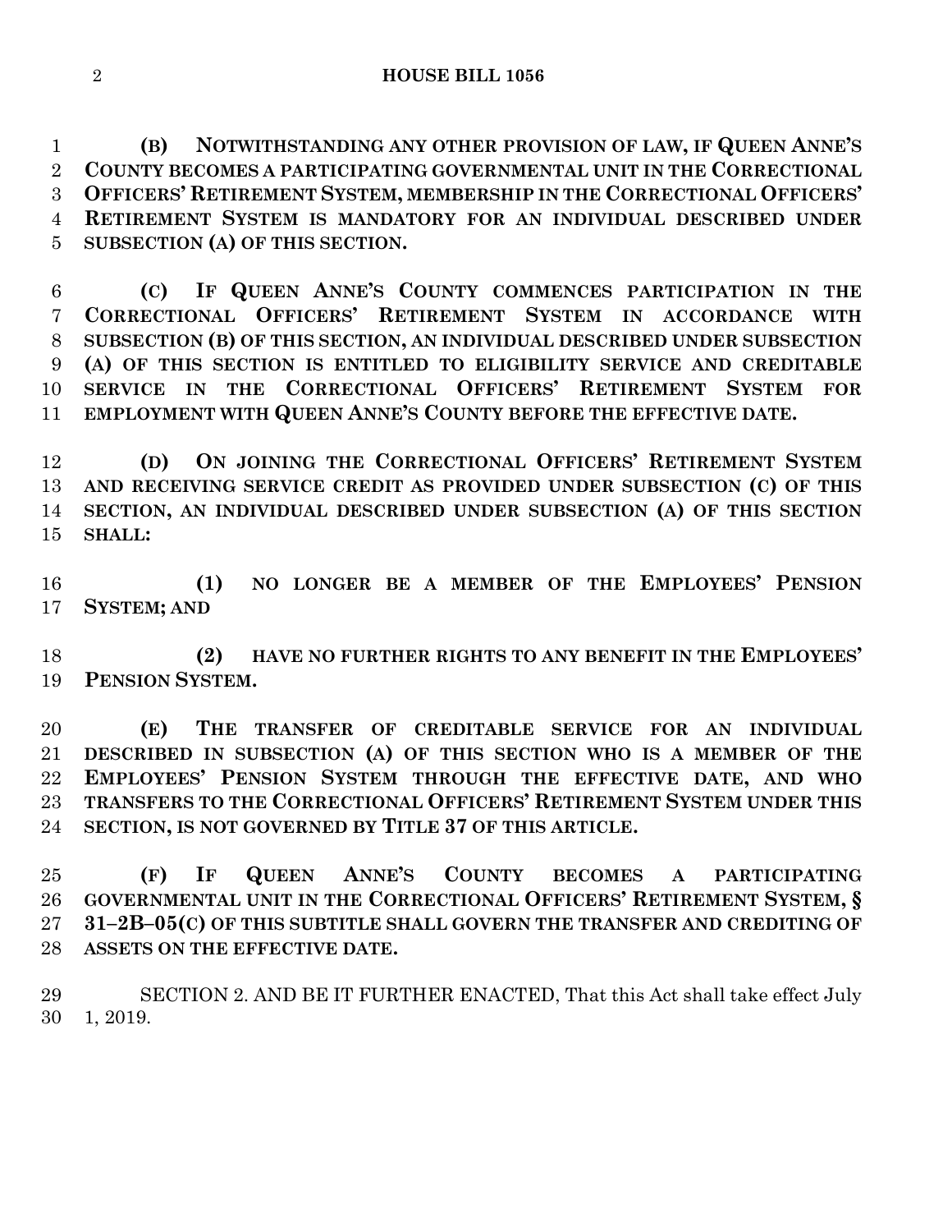**(B) NOTWITHSTANDING ANY OTHER PROVISION OF LAW, IF QUEEN ANNE'S COUNTY BECOMES A PARTICIPATING GOVERNMENTAL UNIT IN THE CORRECTIONAL OFFICERS' RETIREMENT SYSTEM, MEMBERSHIP IN THE CORRECTIONAL OFFICERS' RETIREMENT SYSTEM IS MANDATORY FOR AN INDIVIDUAL DESCRIBED UNDER SUBSECTION (A) OF THIS SECTION.**

**(C) IF QUEEN ANNE'S COUNTY COMMENCES PARTICIPATION IN THE CORRECTIONAL OFFICERS' RETIREMENT SYSTEM IN ACCORDANCE WITH SUBSECTION (B) OF THIS SECTION, AN INDIVIDUAL DESCRIBED UNDER SUBSECTION (A) OF THIS SECTION IS ENTITLED TO ELIGIBILITY SERVICE AND CREDITABLE SERVICE IN THE CORRECTIONAL OFFICERS' RETIREMENT SYSTEM FOR EMPLOYMENT WITH QUEEN ANNE'S COUNTY BEFORE THE EFFECTIVE DATE.**

**(D) ON JOINING THE CORRECTIONAL OFFICERS' RETIREMENT SYSTEM AND RECEIVING SERVICE CREDIT AS PROVIDED UNDER SUBSECTION (C) OF THIS SECTION, AN INDIVIDUAL DESCRIBED UNDER SUBSECTION (A) OF THIS SECTION SHALL:**

**(1) NO LONGER BE A MEMBER OF THE EMPLOYEES' PENSION SYSTEM; AND**

**(2) HAVE NO FURTHER RIGHTS TO ANY BENEFIT IN THE EMPLOYEES' PENSION SYSTEM.**

**(E) THE TRANSFER OF CREDITABLE SERVICE FOR AN INDIVIDUAL DESCRIBED IN SUBSECTION (A) OF THIS SECTION WHO IS A MEMBER OF THE EMPLOYEES' PENSION SYSTEM THROUGH THE EFFECTIVE DATE, AND WHO TRANSFERS TO THE CORRECTIONAL OFFICERS' RETIREMENT SYSTEM UNDER THIS SECTION, IS NOT GOVERNED BY TITLE 37 OF THIS ARTICLE.**

**(F) IF QUEEN ANNE'S COUNTY BECOMES A PARTICIPATING GOVERNMENTAL UNIT IN THE CORRECTIONAL OFFICERS' RETIREMENT SYSTEM, § 31–2B–05(C) OF THIS SUBTITLE SHALL GOVERN THE TRANSFER AND CREDITING OF ASSETS ON THE EFFECTIVE DATE.**

SECTION 2. AND BE IT FURTHER ENACTED, That this Act shall take effect July 1, 2019.